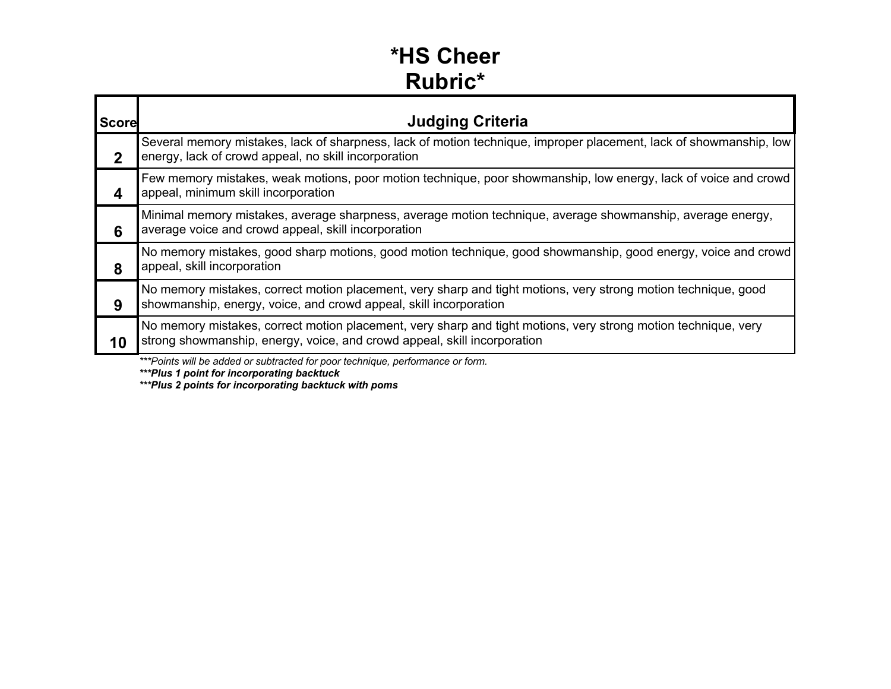# *HS Cheer Rubric*

| Score | Judging Criteria |
|---|---|
| 2 | Several memory mistakes, lack of sharpness, lack of motion technique, improper placement, lack of showmanship, low energy, lack of crowd appeal, no skill incorporation |
| 4 | Few memory mistakes, weak motions, poor motion technique, poor showmanship, low energy, lack of voice and crowd appeal, minimum skill incorporation |
| 6 | Minimal memory mistakes, average sharpness, average motion technique, average showmanship, average energy, average voice and crowd appeal, skill incorporation |
| 8 | No memory mistakes, good sharp motions, good motion technique, good showmanship, good energy, voice and crowd appeal, skill incorporation |
| 9 | No memory mistakes, correct motion placement, very sharp and tight motions, very strong motion technique, good showmanship, energy, voice, and crowd appeal, skill incorporation |
| 10 | No memory mistakes, correct motion placement, very sharp and tight motions, very strong motion technique, very strong showmanship, energy, voice, and crowd appeal, skill incorporation |

****Points will be added or subtracted for poor technique, performance or form.*

****Plus 1 point for incorporating backtuck***

****Plus 2 points for incorporating backtuck with poms***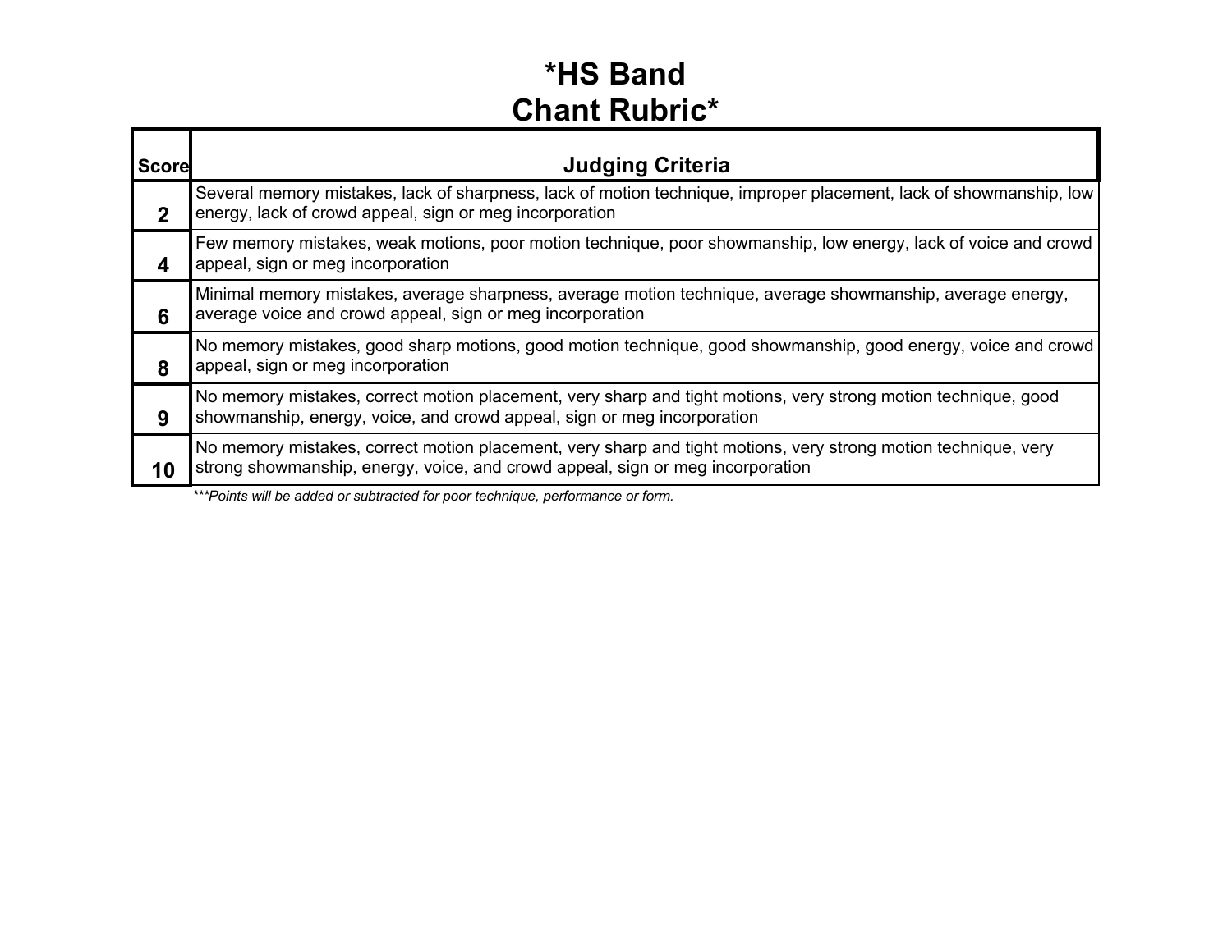# *HS Band
# Chant Rubric*

| Score | Judging Criteria |
|---|---|
| 2 | Several memory mistakes, lack of sharpness, lack of motion technique, improper placement, lack of showmanship, low energy, lack of crowd appeal, sign or meg incorporation |
| 4 | Few memory mistakes, weak motions, poor motion technique, poor showmanship, low energy, lack of voice and crowd appeal, sign or meg incorporation |
| 6 | Minimal memory mistakes, average sharpness, average motion technique, average showmanship, average energy, average voice and crowd appeal, sign or meg incorporation |
| 8 | No memory mistakes, good sharp motions, good motion technique, good showmanship, good energy, voice and crowd appeal, sign or meg incorporation |
| 9 | No memory mistakes, correct motion placement, very sharp and tight motions, very strong motion technique, good showmanship, energy, voice, and crowd appeal, sign or meg incorporation |
| 10 | No memory mistakes, correct motion placement, very sharp and tight motions, very strong motion technique, very strong showmanship, energy, voice, and crowd appeal, sign or meg incorporation |

****Points will be added or subtracted for poor technique, performance or form.*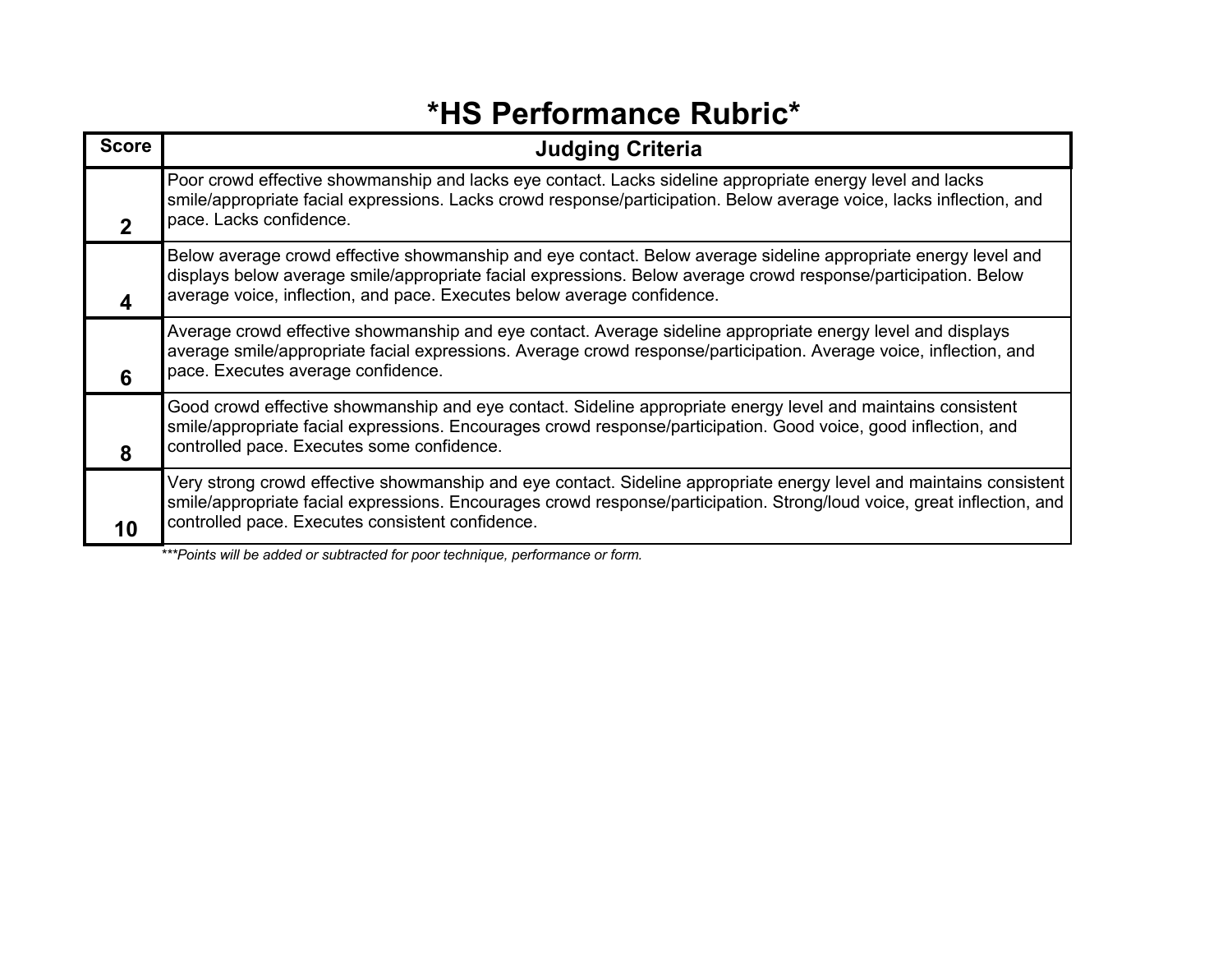# *HS Performance Rubric*

| Score | Judging Criteria |
|---|---|
| 2 | Poor crowd effective showmanship and lacks eye contact. Lacks sideline appropriate energy level and lacks smile/appropriate facial expressions. Lacks crowd response/participation. Below average voice, lacks inflection, and pace. Lacks confidence. |
| 4 | Below average crowd effective showmanship and eye contact. Below average sideline appropriate energy level and displays below average smile/appropriate facial expressions. Below average crowd response/participation. Below average voice, inflection, and pace. Executes below average confidence. |
| 6 | Average crowd effective showmanship and eye contact. Average sideline appropriate energy level and displays average smile/appropriate facial expressions. Average crowd response/participation. Average voice, inflection, and pace. Executes average confidence. |
| 8 | Good crowd effective showmanship and eye contact. Sideline appropriate energy level and maintains consistent smile/appropriate facial expressions. Encourages crowd response/participation. Good voice, good inflection, and controlled pace. Executes some confidence. |
| 10 | Very strong crowd effective showmanship and eye contact. Sideline appropriate energy level and maintains consistent smile/appropriate facial expressions. Encourages crowd response/participation. Strong/loud voice, great inflection, and controlled pace. Executes consistent confidence. |

****Points will be added or subtracted for poor technique, performance or form.*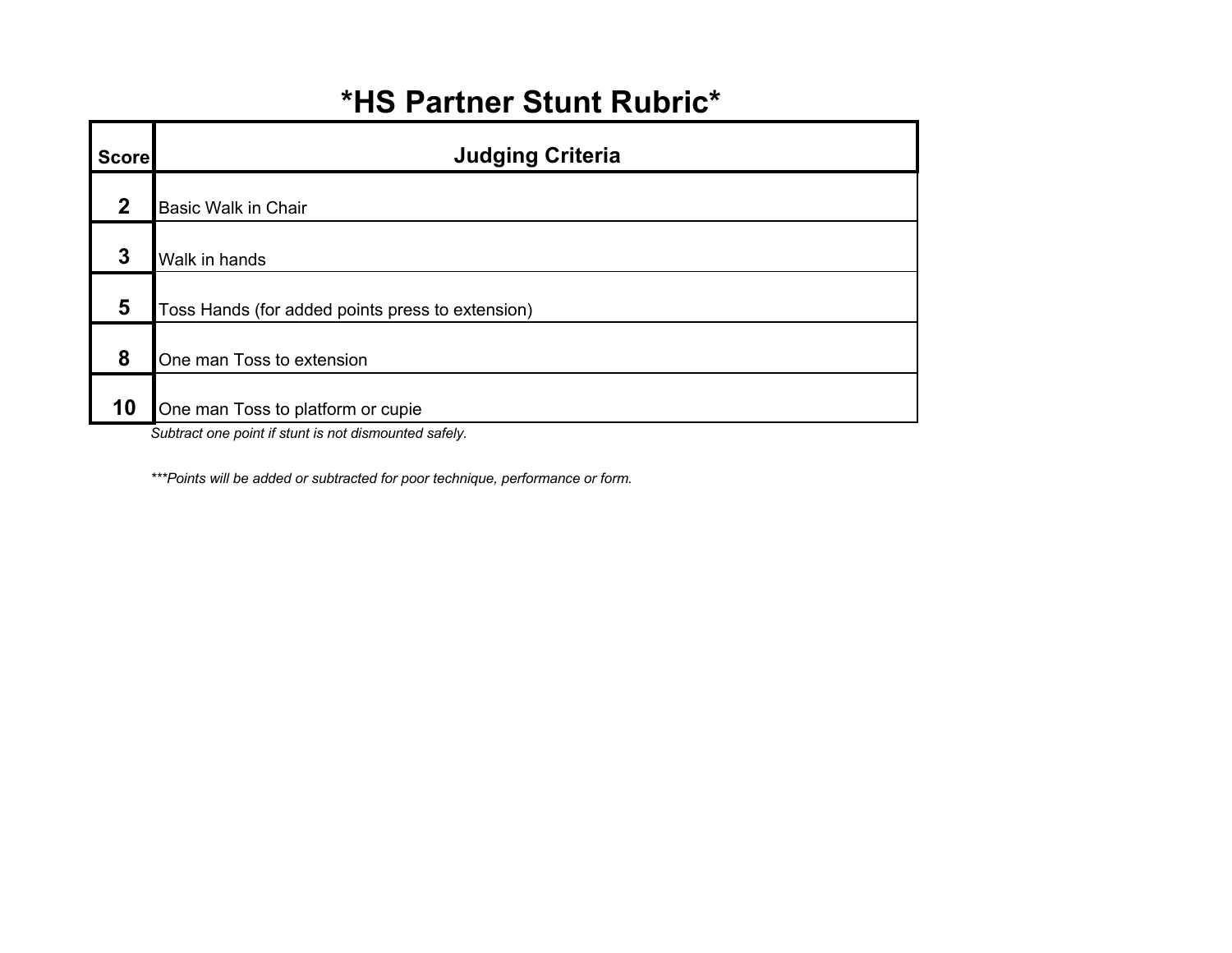# *HS Partner Stunt Rubric*

| Score | Judging Criteria |
|---|---|
| 2 | Basic Walk in Chair |
| 3 | Walk in hands |
| 5 | Toss Hands (for added points press to extension) |
| 8 | One man Toss to extension |
| 10 | One man Toss to platform or cupie |

*Subtract one point if stunt is not dismounted safely.*

****Points will be added or subtracted for poor technique, performance or form.*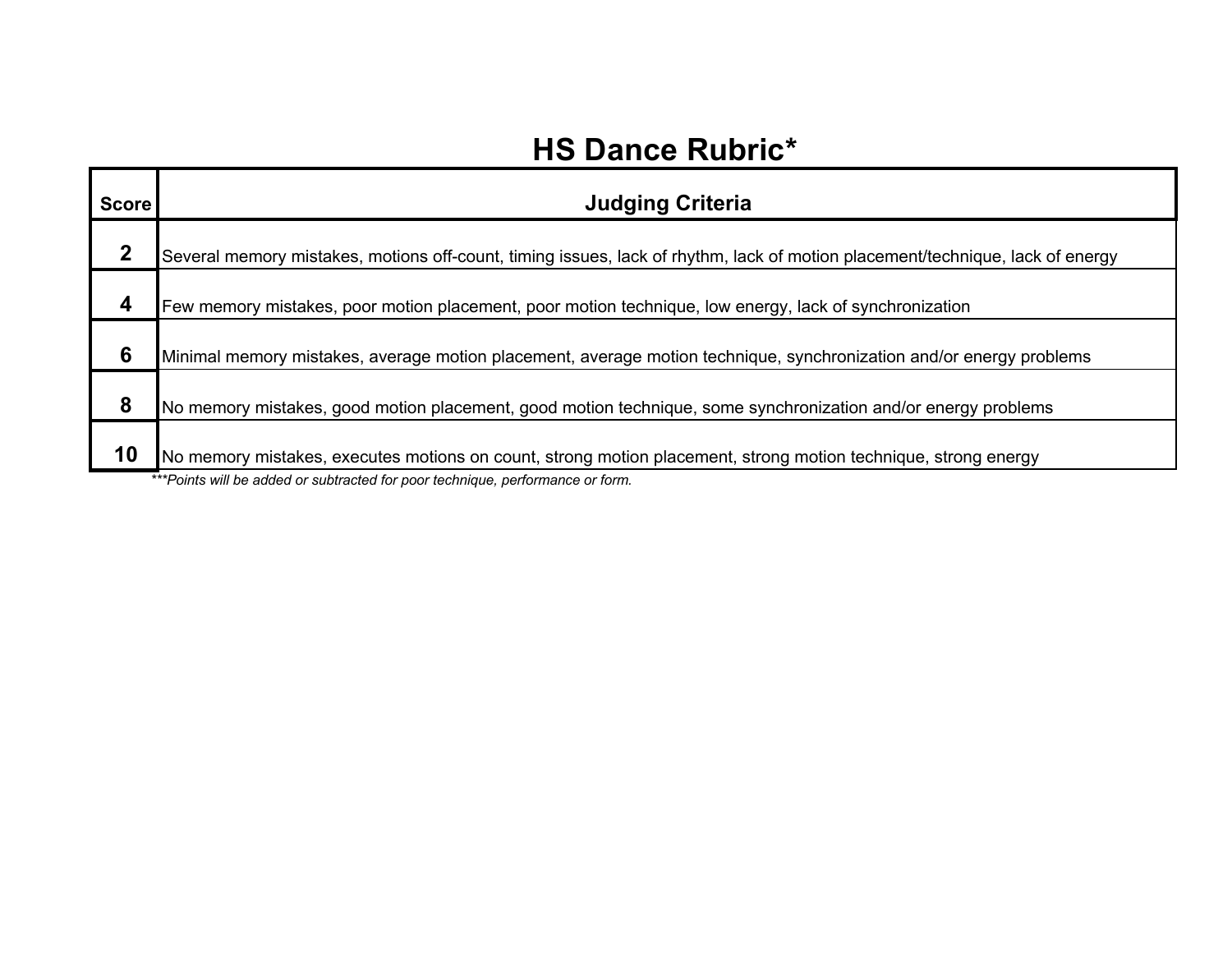# HS Dance Rubric*

| Score | Judging Criteria |
|---|---|
| **2** | Several memory mistakes, motions off-count, timing issues, lack of rhythm, lack of motion placement/technique, lack of energy |
| **4** | Few memory mistakes, poor motion placement, poor motion technique, low energy, lack of synchronization |
| **6** | Minimal memory mistakes, average motion placement, average motion technique, synchronization and/or energy problems |
| **8** | No memory mistakes, good motion placement, good motion technique, some synchronization and/or energy problems |
| **10** | No memory mistakes, executes motions on count, strong motion placement, strong motion technique, strong energy |

****Points will be added or subtracted for poor technique, performance or form.*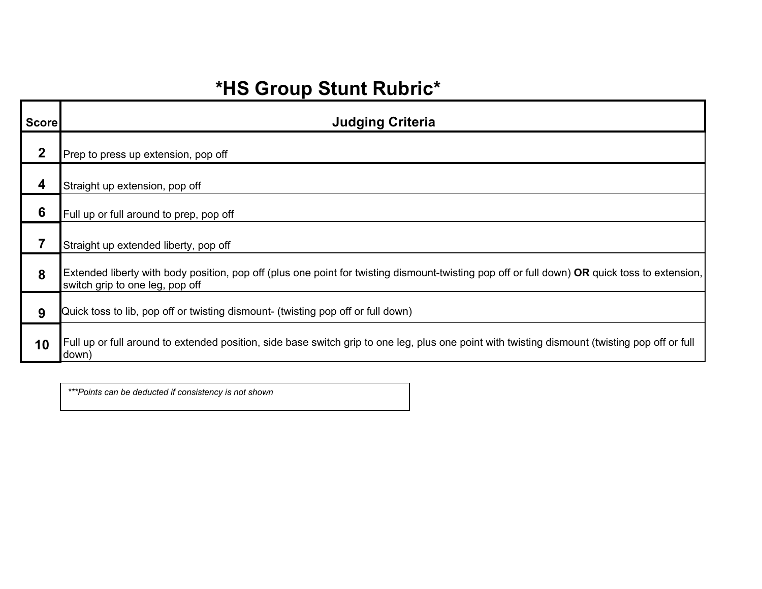# *HS Group Stunt Rubric*

| Score | Judging Criteria |
|---|---|
| **2** | Prep to press up extension, pop off |
| **4** | Straight up extension, pop off |
| **6** | Full up or full around to prep, pop off |
| **7** | Straight up extended liberty, pop off |
| **8** | Extended liberty with body position, pop off (plus one point for twisting dismount-twisting pop off or full down) **OR** quick toss to extension, switch grip to one leg, pop off |
| **9** | Quick toss to lib, pop off or twisting dismount- (twisting pop off or full down) |
| **10** | Full up or full around to extended position, side base switch grip to one leg, plus one point with twisting dismount (twisting pop off or full down) |

*\*\*\*Points can be deducted if consistency is not shown*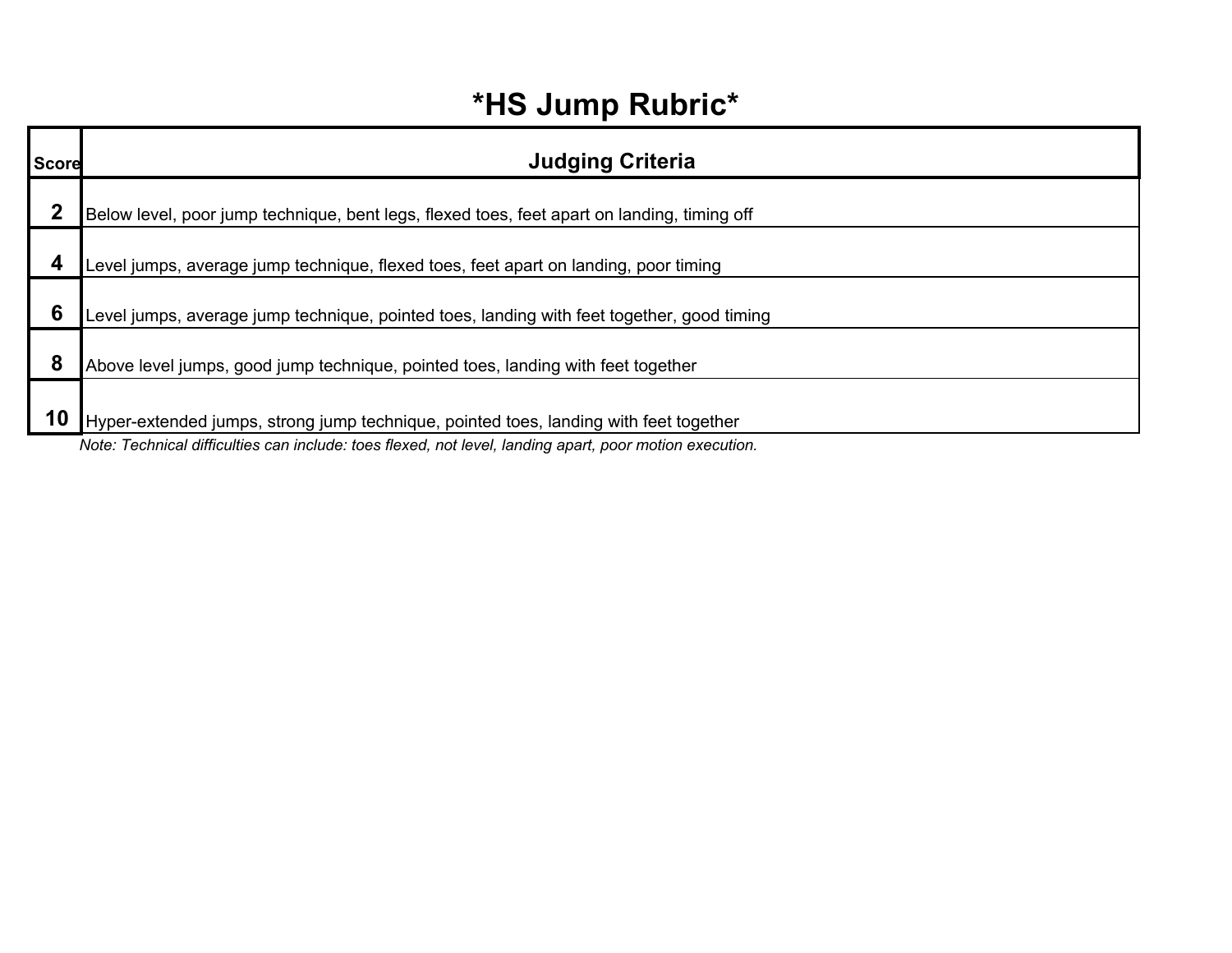# *HS Jump Rubric*

| Score | Judging Criteria |
|---|---|
| **2** | Below level, poor jump technique, bent legs, flexed toes, feet apart on landing, timing off |
| **4** | Level jumps, average jump technique, flexed toes, feet apart on landing, poor timing |
| **6** | Level jumps, average jump technique, pointed toes, landing with feet together, good timing |
| **8** | Above level jumps, good jump technique, pointed toes, landing with feet together |
| **10** | Hyper-extended jumps, strong jump technique, pointed toes, landing with feet together |

*Note: Technical difficulties can include: toes flexed, not level, landing apart, poor motion execution.*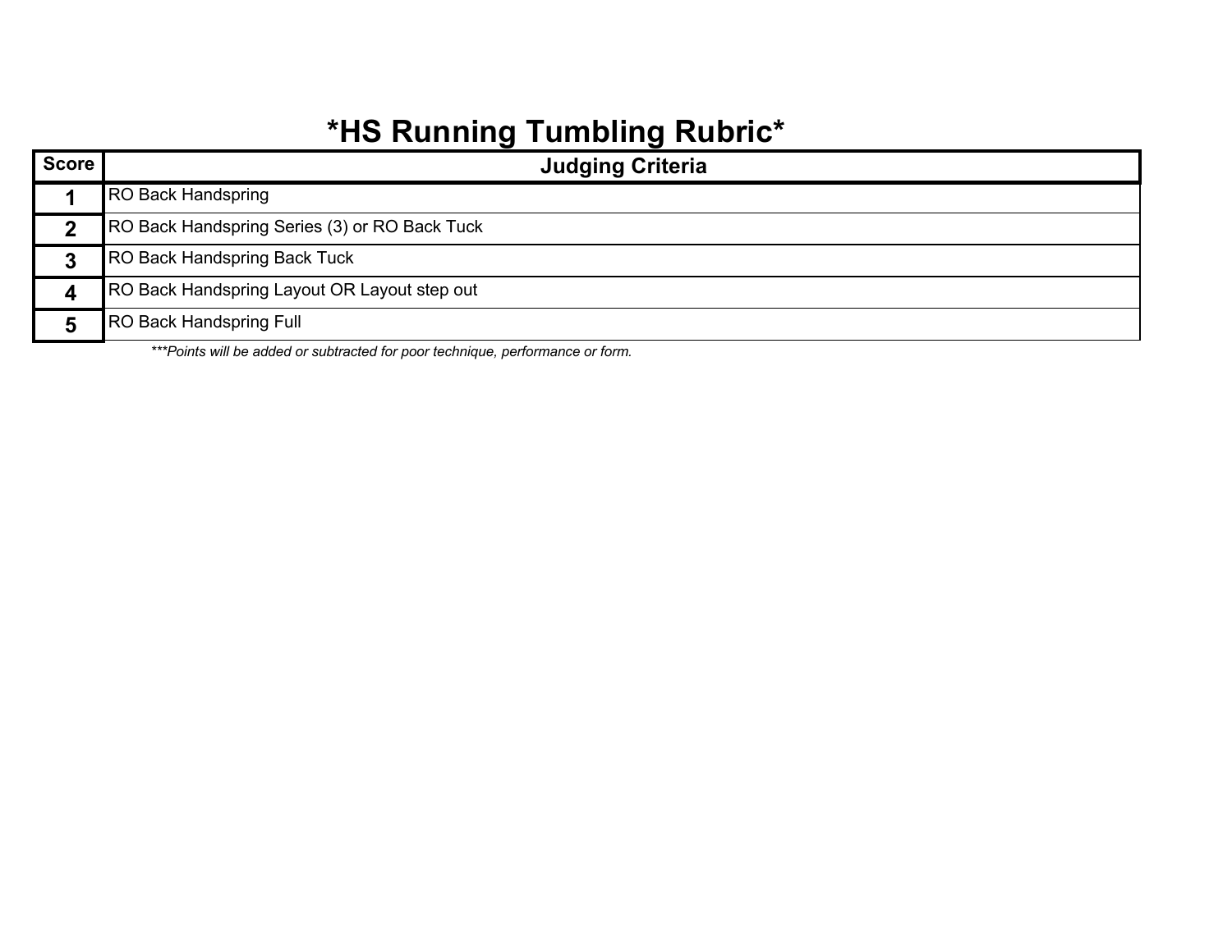# *HS Running Tumbling Rubric*

| Score | Judging Criteria |
| --- | --- |
| **1** | RO Back Handspring |
| **2** | RO Back Handspring Series (3) or RO Back Tuck |
| **3** | RO Back Handspring Back Tuck |
| **4** | RO Back Handspring Layout OR Layout step out |
| **5** | RO Back Handspring Full |

****Points will be added or subtracted for poor technique, performance or form.*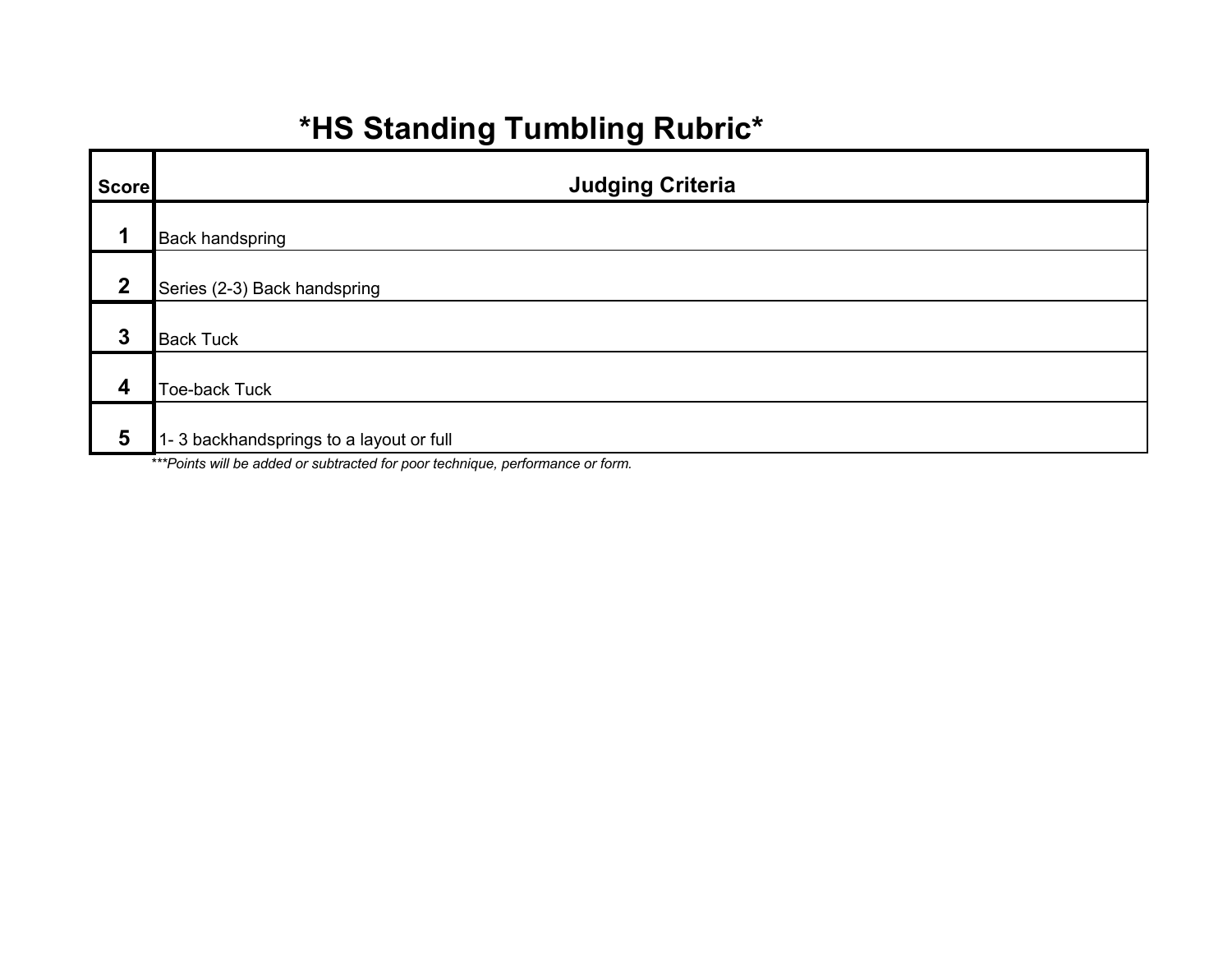# *HS Standing Tumbling Rubric*

| Score | Judging Criteria |
|---|---|
| 1 | Back handspring |
| 2 | Series (2-3) Back handspring |
| 3 | Back Tuck |
| 4 | Toe-back Tuck |
| 5 | 1- 3 backhandsprings to a layout or full |

****Points will be added or subtracted for poor technique, performance or form.*